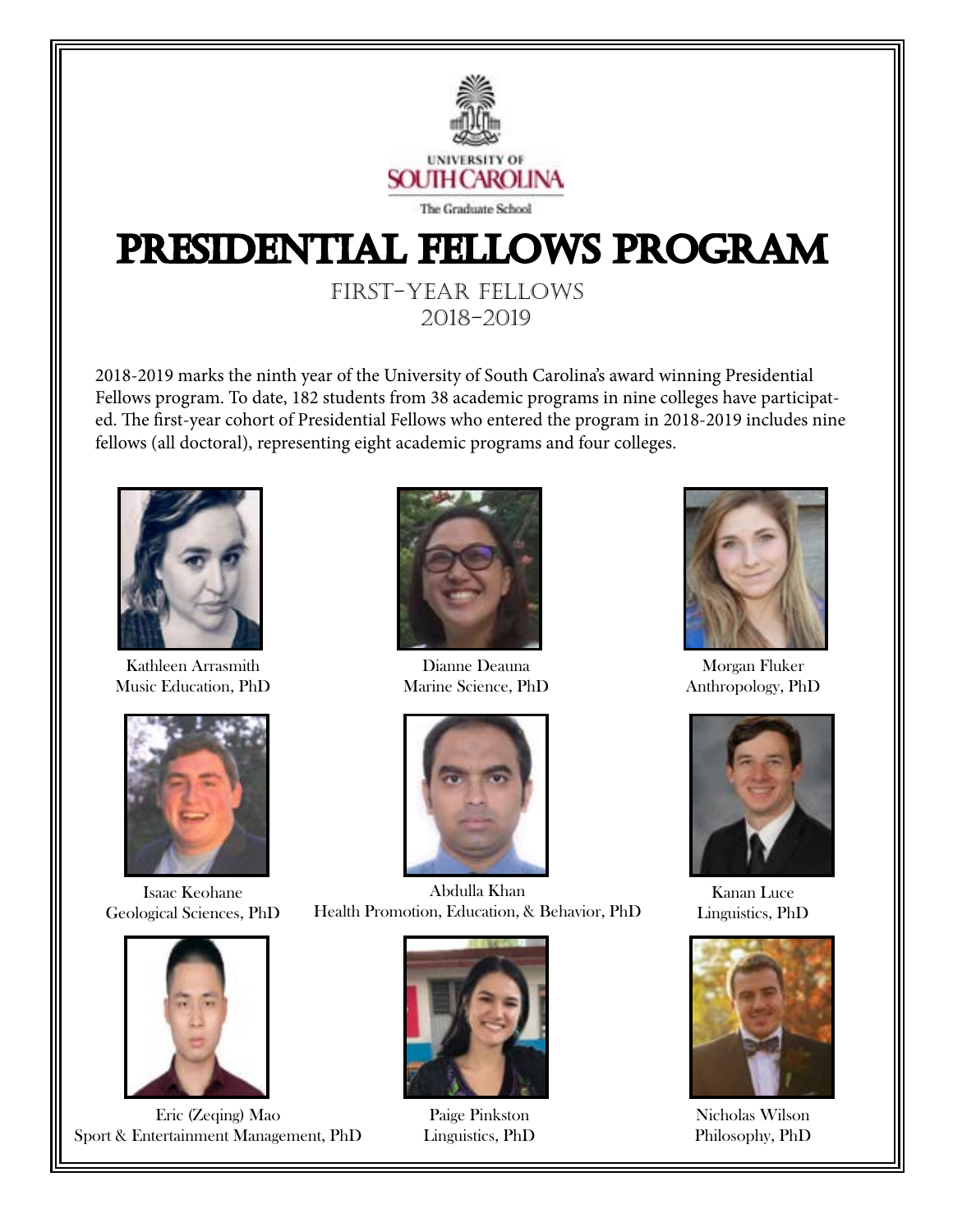UNIVERSITY OF
SOUTH CAROLINA
The Graduate School

# Presidential Fellows Program

## First-Year Fellows
## 2018-2019

2018-2019 marks the ninth year of the University of South Carolina's award winning Presidential Fellows program. To date, 182 students from 38 academic programs in nine colleges have participated. The first-year cohort of Presidential Fellows who entered the program in 2018-2019 includes nine fellows (all doctoral), representing eight academic programs and four colleges.

Kathleen Arrasmith
Music Education, PhD

Dianne Deauna
Marine Science, PhD

Morgan Fluker
Anthropology, PhD

Isaac Keohane
Geological Sciences, PhD

Abdulla Khan
Health Promotion, Education, & Behavior, PhD

Kanan Luce
Linguistics, PhD

Eric (Zeqing) Mao
Sport & Entertainment Management, PhD

Paige Pinkston
Linguistics, PhD

Nicholas Wilson
Philosophy, PhD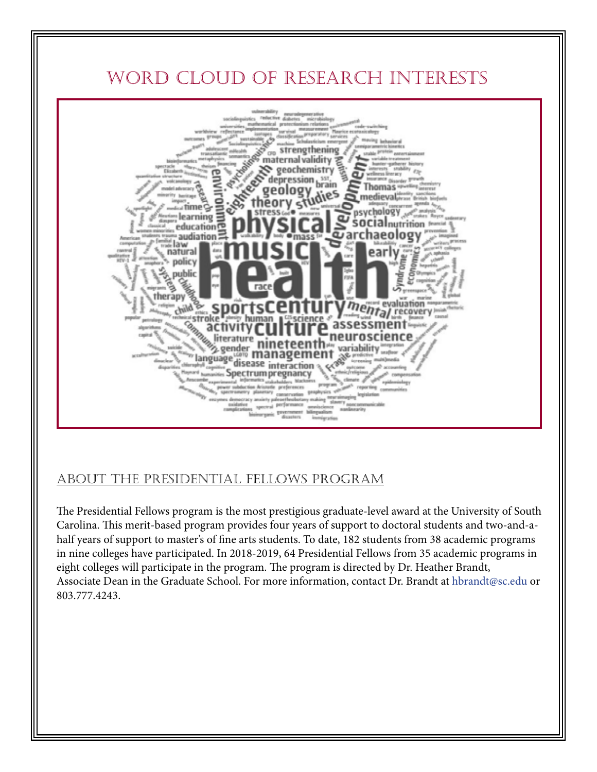# WORD CLOUD OF RESEARCH INTERESTS

## ABOUT THE PRESIDENTIAL FELLOWS PROGRAM

The Presidential Fellows program is the most prestigious graduate-level award at the University of South Carolina. This merit-based program provides four years of support to doctoral students and two-and-a-half years of support to master's of fine arts students. To date, 182 students from 38 academic programs in nine colleges have participated. In 2018-2019, 64 Presidential Fellows from 35 academic programs in eight colleges will participate in the program. The program is directed by Dr. Heather Brandt, Associate Dean in the Graduate School. For more information, contact Dr. Brandt at hbrandt@sc.edu or 803.777.4243.